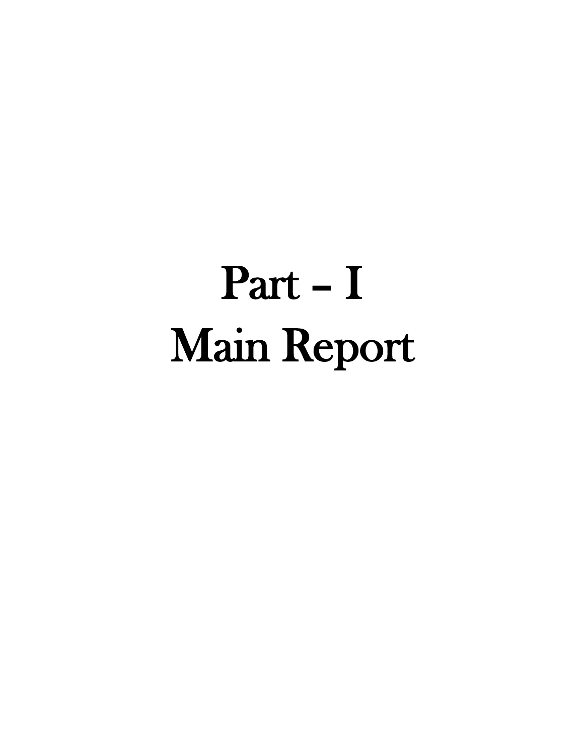# Part – I
# Main Report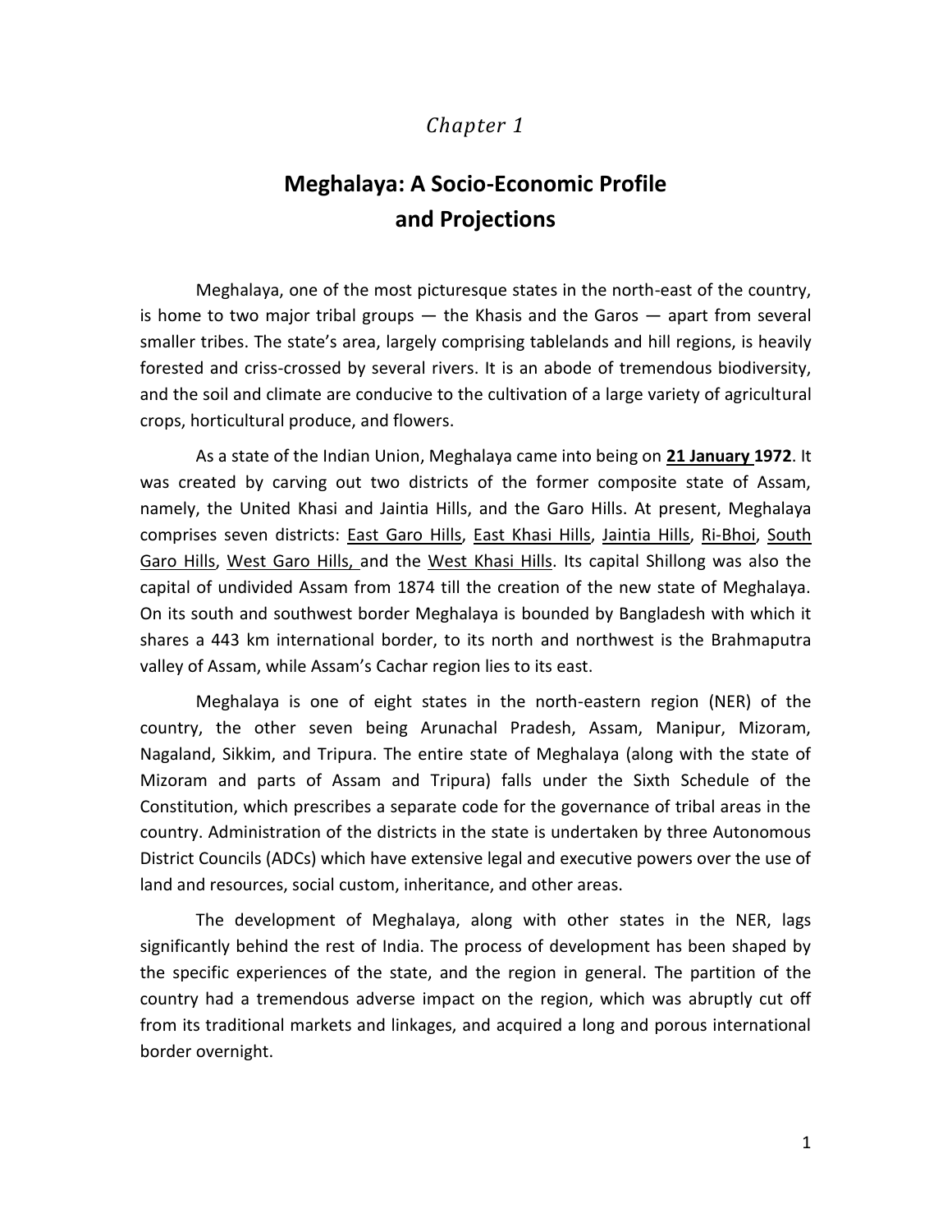*Chapter 1*

# Meghalaya: A Socio-Economic Profile and Projections

Meghalaya, one of the most picturesque states in the north-east of the country, is home to two major tribal groups — the Khasis and the Garos — apart from several smaller tribes. The state's area, largely comprising tablelands and hill regions, is heavily forested and criss-crossed by several rivers. It is an abode of tremendous biodiversity, and the soil and climate are conducive to the cultivation of a large variety of agricultural crops, horticultural produce, and flowers.

As a state of the Indian Union, Meghalaya came into being on **21 January 1972**. It was created by carving out two districts of the former composite state of Assam, namely, the United Khasi and Jaintia Hills, and the Garo Hills. At present, Meghalaya comprises seven districts: East Garo Hills, East Khasi Hills, Jaintia Hills, Ri-Bhoi, South Garo Hills, West Garo Hills, and the West Khasi Hills. Its capital Shillong was also the capital of undivided Assam from 1874 till the creation of the new state of Meghalaya. On its south and southwest border Meghalaya is bounded by Bangladesh with which it shares a 443 km international border, to its north and northwest is the Brahmaputra valley of Assam, while Assam's Cachar region lies to its east.

Meghalaya is one of eight states in the north-eastern region (NER) of the country, the other seven being Arunachal Pradesh, Assam, Manipur, Mizoram, Nagaland, Sikkim, and Tripura. The entire state of Meghalaya (along with the state of Mizoram and parts of Assam and Tripura) falls under the Sixth Schedule of the Constitution, which prescribes a separate code for the governance of tribal areas in the country. Administration of the districts in the state is undertaken by three Autonomous District Councils (ADCs) which have extensive legal and executive powers over the use of land and resources, social custom, inheritance, and other areas.

The development of Meghalaya, along with other states in the NER, lags significantly behind the rest of India. The process of development has been shaped by the specific experiences of the state, and the region in general. The partition of the country had a tremendous adverse impact on the region, which was abruptly cut off from its traditional markets and linkages, and acquired a long and porous international border overnight.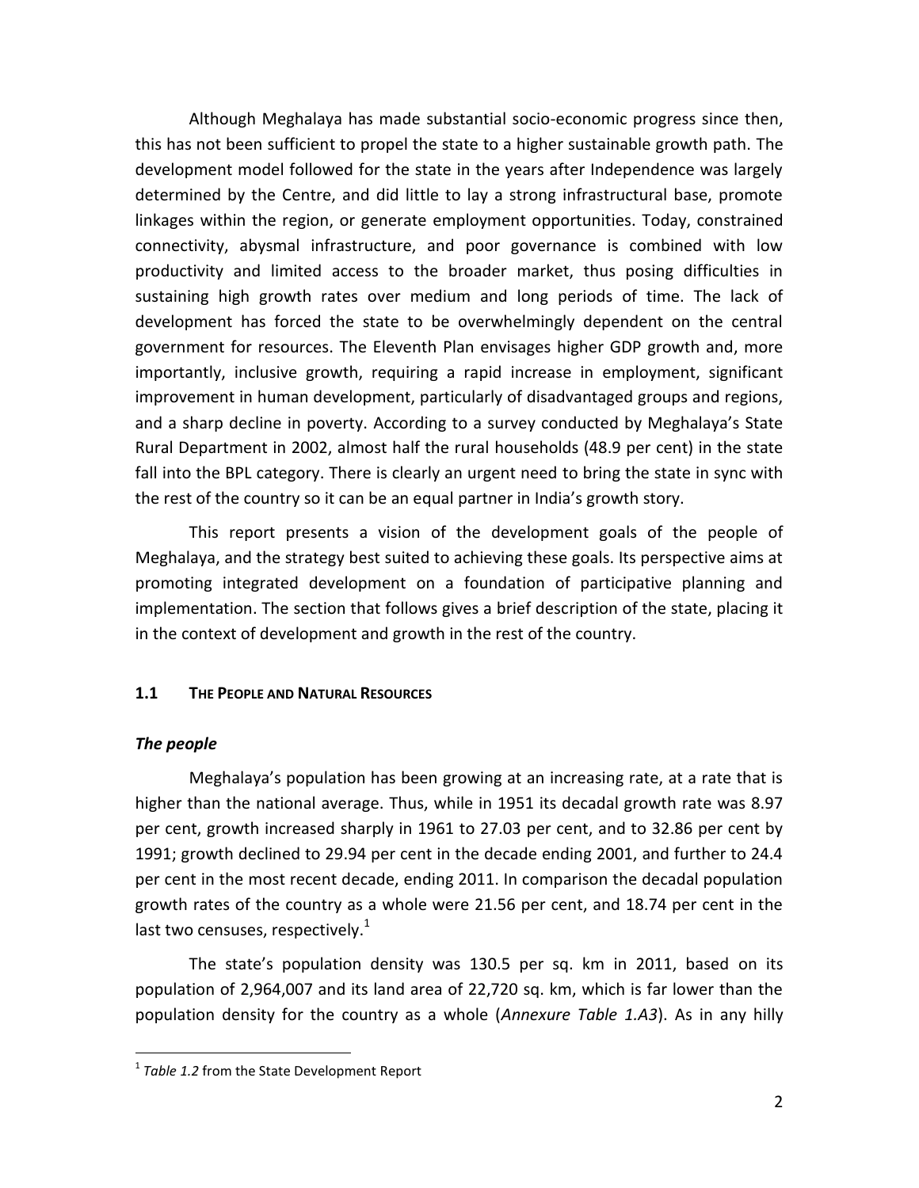Although Meghalaya has made substantial socio-economic progress since then, this has not been sufficient to propel the state to a higher sustainable growth path. The development model followed for the state in the years after Independence was largely determined by the Centre, and did little to lay a strong infrastructural base, promote linkages within the region, or generate employment opportunities. Today, constrained connectivity, abysmal infrastructure, and poor governance is combined with low productivity and limited access to the broader market, thus posing difficulties in sustaining high growth rates over medium and long periods of time. The lack of development has forced the state to be overwhelmingly dependent on the central government for resources. The Eleventh Plan envisages higher GDP growth and, more importantly, inclusive growth, requiring a rapid increase in employment, significant improvement in human development, particularly of disadvantaged groups and regions, and a sharp decline in poverty. According to a survey conducted by Meghalaya's State Rural Department in 2002, almost half the rural households (48.9 per cent) in the state fall into the BPL category. There is clearly an urgent need to bring the state in sync with the rest of the country so it can be an equal partner in India's growth story.

This report presents a vision of the development goals of the people of Meghalaya, and the strategy best suited to achieving these goals. Its perspective aims at promoting integrated development on a foundation of participative planning and implementation. The section that follows gives a brief description of the state, placing it in the context of development and growth in the rest of the country.

## 1.1 THE PEOPLE AND NATURAL RESOURCES

### *The people*

Meghalaya's population has been growing at an increasing rate, at a rate that is higher than the national average. Thus, while in 1951 its decadal growth rate was 8.97 per cent, growth increased sharply in 1961 to 27.03 per cent, and to 32.86 per cent by 1991; growth declined to 29.94 per cent in the decade ending 2001, and further to 24.4 per cent in the most recent decade, ending 2011. In comparison the decadal population growth rates of the country as a whole were 21.56 per cent, and 18.74 per cent in the last two censuses, respectively.[1]

The state's population density was 130.5 per sq. km in 2011, based on its population of 2,964,007 and its land area of 22,720 sq. km, which is far lower than the population density for the country as a whole (*Annexure Table 1.A3*). As in any hilly

[1] *Table 1.2* from the State Development Report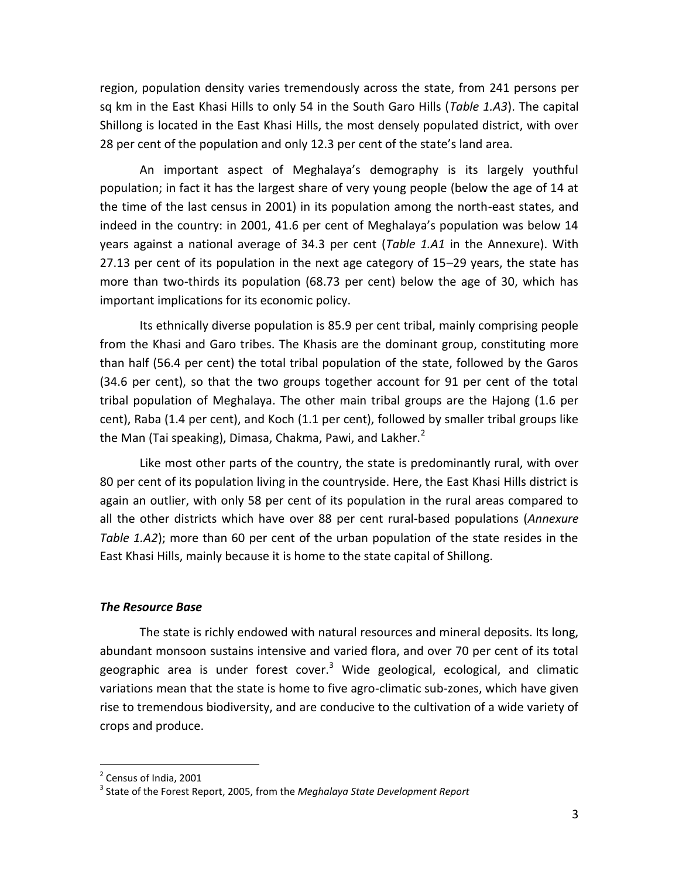region, population density varies tremendously across the state, from 241 persons per sq km in the East Khasi Hills to only 54 in the South Garo Hills (*Table 1.A3*). The capital Shillong is located in the East Khasi Hills, the most densely populated district, with over 28 per cent of the population and only 12.3 per cent of the state's land area.

An important aspect of Meghalaya's demography is its largely youthful population; in fact it has the largest share of very young people (below the age of 14 at the time of the last census in 2001) in its population among the north-east states, and indeed in the country: in 2001, 41.6 per cent of Meghalaya's population was below 14 years against a national average of 34.3 per cent (*Table 1.A1* in the Annexure). With 27.13 per cent of its population in the next age category of 15–29 years, the state has more than two-thirds its population (68.73 per cent) below the age of 30, which has important implications for its economic policy.

Its ethnically diverse population is 85.9 per cent tribal, mainly comprising people from the Khasi and Garo tribes. The Khasis are the dominant group, constituting more than half (56.4 per cent) the total tribal population of the state, followed by the Garos (34.6 per cent), so that the two groups together account for 91 per cent of the total tribal population of Meghalaya. The other main tribal groups are the Hajong (1.6 per cent), Raba (1.4 per cent), and Koch (1.1 per cent), followed by smaller tribal groups like the Man (Tai speaking), Dimasa, Chakma, Pawi, and Lakher.[2]

Like most other parts of the country, the state is predominantly rural, with over 80 per cent of its population living in the countryside. Here, the East Khasi Hills district is again an outlier, with only 58 per cent of its population in the rural areas compared to all the other districts which have over 88 per cent rural-based populations (*Annexure Table 1.A2*); more than 60 per cent of the urban population of the state resides in the East Khasi Hills, mainly because it is home to the state capital of Shillong.

### *The Resource Base*

The state is richly endowed with natural resources and mineral deposits. Its long, abundant monsoon sustains intensive and varied flora, and over 70 per cent of its total geographic area is under forest cover.[3] Wide geological, ecological, and climatic variations mean that the state is home to five agro-climatic sub-zones, which have given rise to tremendous biodiversity, and are conducive to the cultivation of a wide variety of crops and produce.

---

[2] Census of India, 2001

[3] State of the Forest Report, 2005, from the *Meghalaya State Development Report*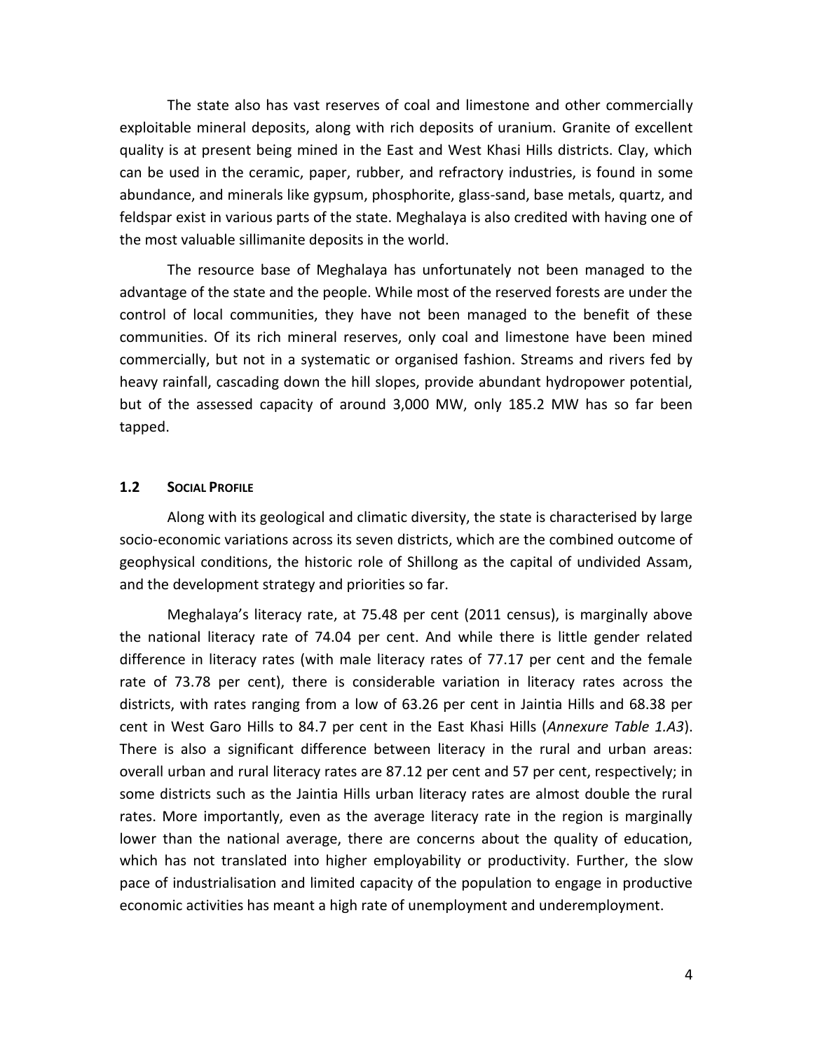The state also has vast reserves of coal and limestone and other commercially exploitable mineral deposits, along with rich deposits of uranium. Granite of excellent quality is at present being mined in the East and West Khasi Hills districts. Clay, which can be used in the ceramic, paper, rubber, and refractory industries, is found in some abundance, and minerals like gypsum, phosphorite, glass-sand, base metals, quartz, and feldspar exist in various parts of the state. Meghalaya is also credited with having one of the most valuable sillimanite deposits in the world.

The resource base of Meghalaya has unfortunately not been managed to the advantage of the state and the people. While most of the reserved forests are under the control of local communities, they have not been managed to the benefit of these communities. Of its rich mineral reserves, only coal and limestone have been mined commercially, but not in a systematic or organised fashion. Streams and rivers fed by heavy rainfall, cascading down the hill slopes, provide abundant hydropower potential, but of the assessed capacity of around 3,000 MW, only 185.2 MW has so far been tapped.

## 1.2 SOCIAL PROFILE

Along with its geological and climatic diversity, the state is characterised by large socio-economic variations across its seven districts, which are the combined outcome of geophysical conditions, the historic role of Shillong as the capital of undivided Assam, and the development strategy and priorities so far.

Meghalaya's literacy rate, at 75.48 per cent (2011 census), is marginally above the national literacy rate of 74.04 per cent. And while there is little gender related difference in literacy rates (with male literacy rates of 77.17 per cent and the female rate of 73.78 per cent), there is considerable variation in literacy rates across the districts, with rates ranging from a low of 63.26 per cent in Jaintia Hills and 68.38 per cent in West Garo Hills to 84.7 per cent in the East Khasi Hills (*Annexure Table 1.A3*). There is also a significant difference between literacy in the rural and urban areas: overall urban and rural literacy rates are 87.12 per cent and 57 per cent, respectively; in some districts such as the Jaintia Hills urban literacy rates are almost double the rural rates. More importantly, even as the average literacy rate in the region is marginally lower than the national average, there are concerns about the quality of education, which has not translated into higher employability or productivity. Further, the slow pace of industrialisation and limited capacity of the population to engage in productive economic activities has meant a high rate of unemployment and underemployment.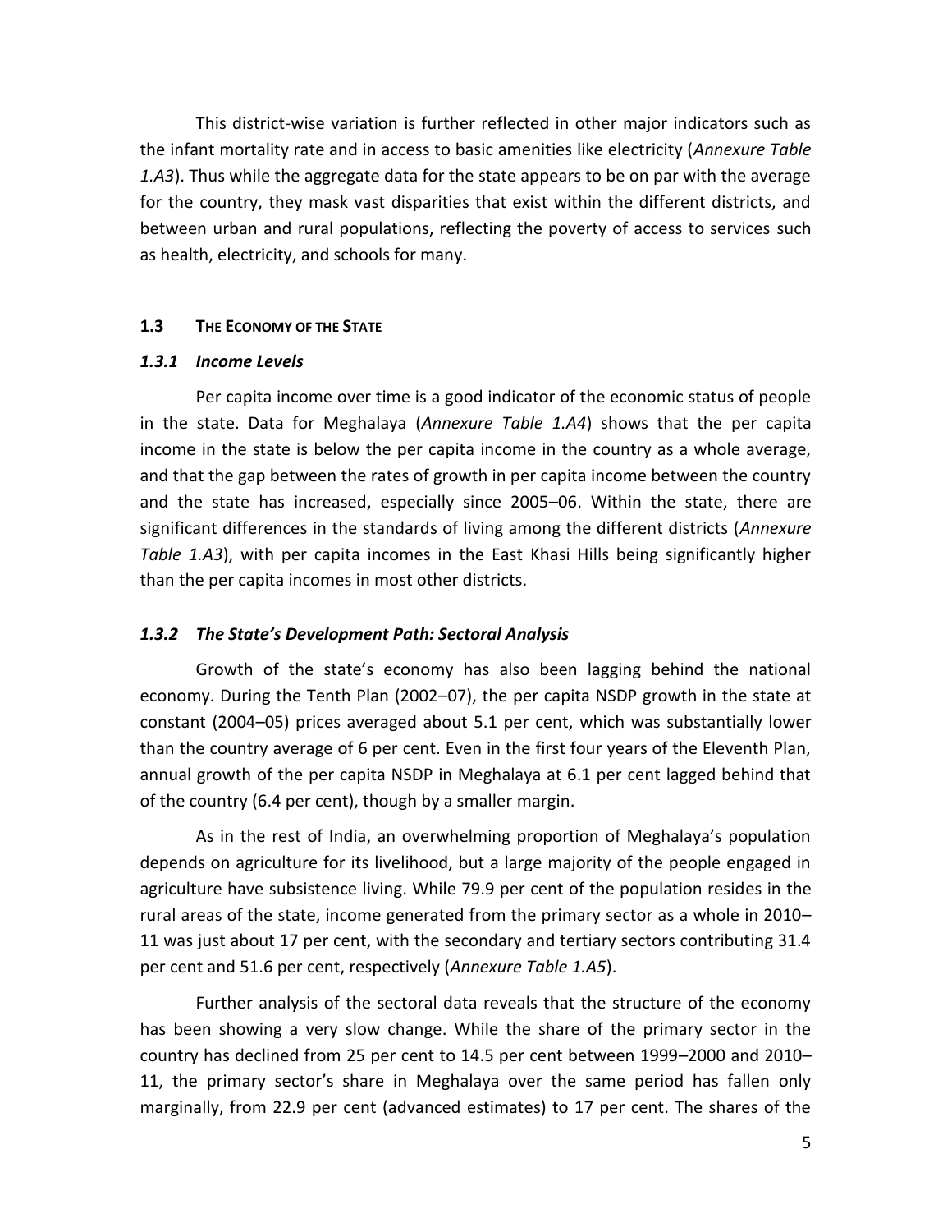This district-wise variation is further reflected in other major indicators such as the infant mortality rate and in access to basic amenities like electricity (*Annexure Table 1.A3*). Thus while the aggregate data for the state appears to be on par with the average for the country, they mask vast disparities that exist within the different districts, and between urban and rural populations, reflecting the poverty of access to services such as health, electricity, and schools for many.

## 1.3 THE ECONOMY OF THE STATE

### *1.3.1 Income Levels*

Per capita income over time is a good indicator of the economic status of people in the state. Data for Meghalaya (*Annexure Table 1.A4*) shows that the per capita income in the state is below the per capita income in the country as a whole average, and that the gap between the rates of growth in per capita income between the country and the state has increased, especially since 2005–06. Within the state, there are significant differences in the standards of living among the different districts (*Annexure Table 1.A3*), with per capita incomes in the East Khasi Hills being significantly higher than the per capita incomes in most other districts.

### *1.3.2 The State's Development Path: Sectoral Analysis*

Growth of the state's economy has also been lagging behind the national economy. During the Tenth Plan (2002–07), the per capita NSDP growth in the state at constant (2004–05) prices averaged about 5.1 per cent, which was substantially lower than the country average of 6 per cent. Even in the first four years of the Eleventh Plan, annual growth of the per capita NSDP in Meghalaya at 6.1 per cent lagged behind that of the country (6.4 per cent), though by a smaller margin.

As in the rest of India, an overwhelming proportion of Meghalaya's population depends on agriculture for its livelihood, but a large majority of the people engaged in agriculture have subsistence living. While 79.9 per cent of the population resides in the rural areas of the state, income generated from the primary sector as a whole in 2010–11 was just about 17 per cent, with the secondary and tertiary sectors contributing 31.4 per cent and 51.6 per cent, respectively (*Annexure Table 1.A5*).

Further analysis of the sectoral data reveals that the structure of the economy has been showing a very slow change. While the share of the primary sector in the country has declined from 25 per cent to 14.5 per cent between 1999–2000 and 2010–11, the primary sector's share in Meghalaya over the same period has fallen only marginally, from 22.9 per cent (advanced estimates) to 17 per cent. The shares of the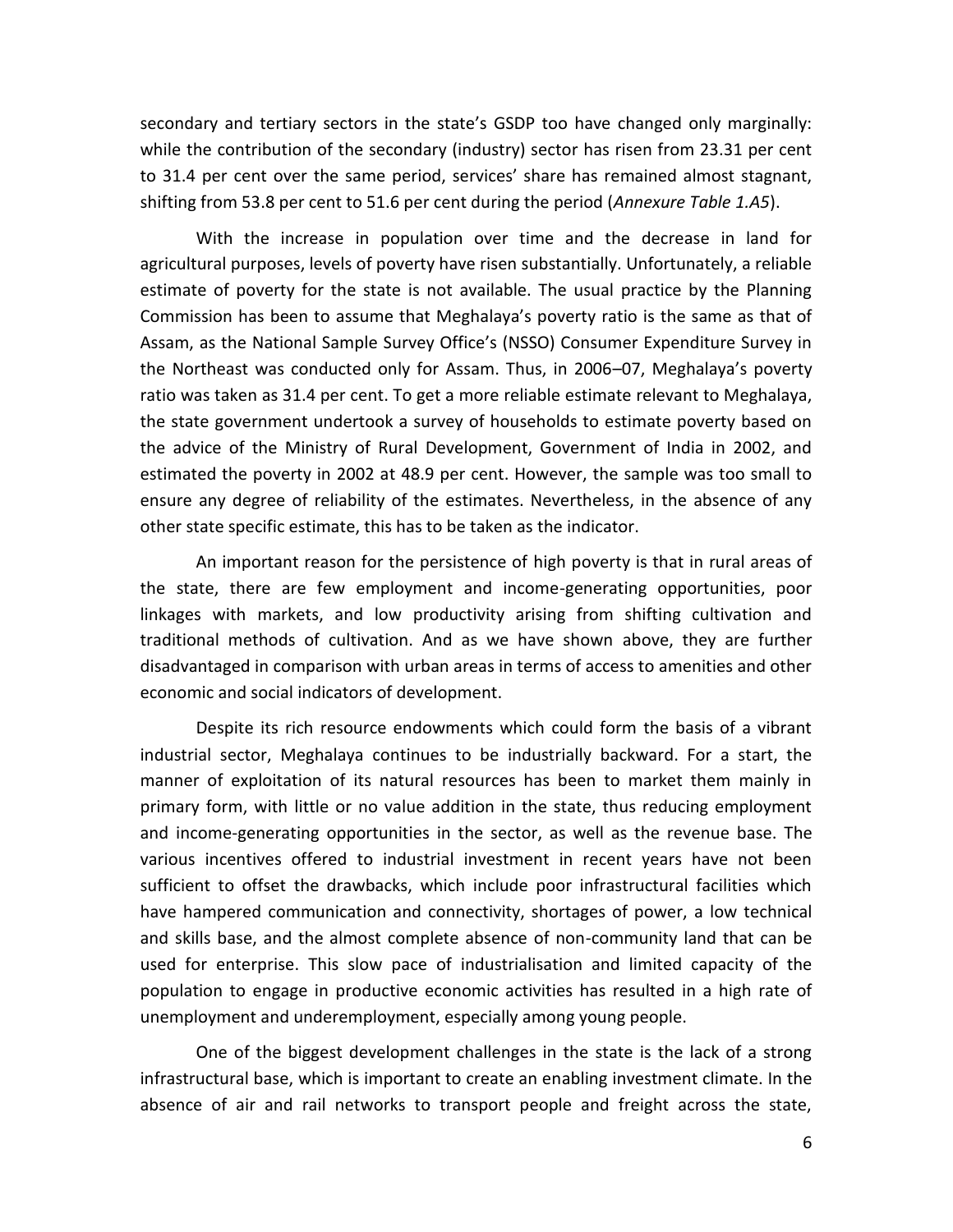secondary and tertiary sectors in the state's GSDP too have changed only marginally: while the contribution of the secondary (industry) sector has risen from 23.31 per cent to 31.4 per cent over the same period, services' share has remained almost stagnant, shifting from 53.8 per cent to 51.6 per cent during the period (*Annexure Table 1.A5*).

With the increase in population over time and the decrease in land for agricultural purposes, levels of poverty have risen substantially. Unfortunately, a reliable estimate of poverty for the state is not available. The usual practice by the Planning Commission has been to assume that Meghalaya's poverty ratio is the same as that of Assam, as the National Sample Survey Office's (NSSO) Consumer Expenditure Survey in the Northeast was conducted only for Assam. Thus, in 2006–07, Meghalaya's poverty ratio was taken as 31.4 per cent. To get a more reliable estimate relevant to Meghalaya, the state government undertook a survey of households to estimate poverty based on the advice of the Ministry of Rural Development, Government of India in 2002, and estimated the poverty in 2002 at 48.9 per cent. However, the sample was too small to ensure any degree of reliability of the estimates. Nevertheless, in the absence of any other state specific estimate, this has to be taken as the indicator.

An important reason for the persistence of high poverty is that in rural areas of the state, there are few employment and income-generating opportunities, poor linkages with markets, and low productivity arising from shifting cultivation and traditional methods of cultivation. And as we have shown above, they are further disadvantaged in comparison with urban areas in terms of access to amenities and other economic and social indicators of development.

Despite its rich resource endowments which could form the basis of a vibrant industrial sector, Meghalaya continues to be industrially backward. For a start, the manner of exploitation of its natural resources has been to market them mainly in primary form, with little or no value addition in the state, thus reducing employment and income-generating opportunities in the sector, as well as the revenue base. The various incentives offered to industrial investment in recent years have not been sufficient to offset the drawbacks, which include poor infrastructural facilities which have hampered communication and connectivity, shortages of power, a low technical and skills base, and the almost complete absence of non-community land that can be used for enterprise. This slow pace of industrialisation and limited capacity of the population to engage in productive economic activities has resulted in a high rate of unemployment and underemployment, especially among young people.

One of the biggest development challenges in the state is the lack of a strong infrastructural base, which is important to create an enabling investment climate. In the absence of air and rail networks to transport people and freight across the state,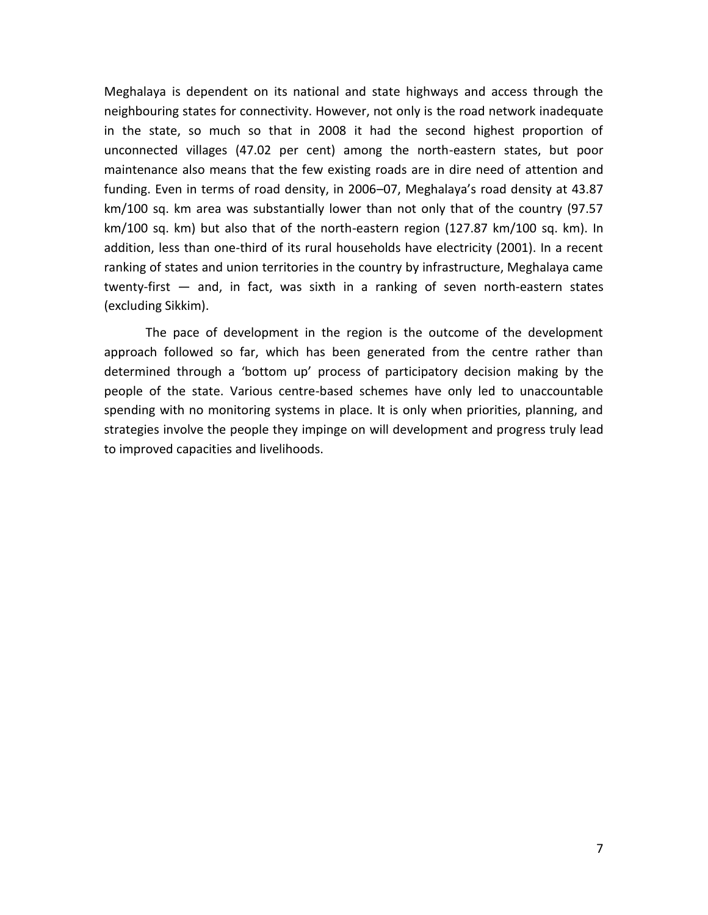Meghalaya is dependent on its national and state highways and access through the neighbouring states for connectivity. However, not only is the road network inadequate in the state, so much so that in 2008 it had the second highest proportion of unconnected villages (47.02 per cent) among the north-eastern states, but poor maintenance also means that the few existing roads are in dire need of attention and funding. Even in terms of road density, in 2006–07, Meghalaya's road density at 43.87 km/100 sq. km area was substantially lower than not only that of the country (97.57 km/100 sq. km) but also that of the north-eastern region (127.87 km/100 sq. km). In addition, less than one-third of its rural households have electricity (2001). In a recent ranking of states and union territories in the country by infrastructure, Meghalaya came twenty-first — and, in fact, was sixth in a ranking of seven north-eastern states (excluding Sikkim).

The pace of development in the region is the outcome of the development approach followed so far, which has been generated from the centre rather than determined through a 'bottom up' process of participatory decision making by the people of the state. Various centre-based schemes have only led to unaccountable spending with no monitoring systems in place. It is only when priorities, planning, and strategies involve the people they impinge on will development and progress truly lead to improved capacities and livelihoods.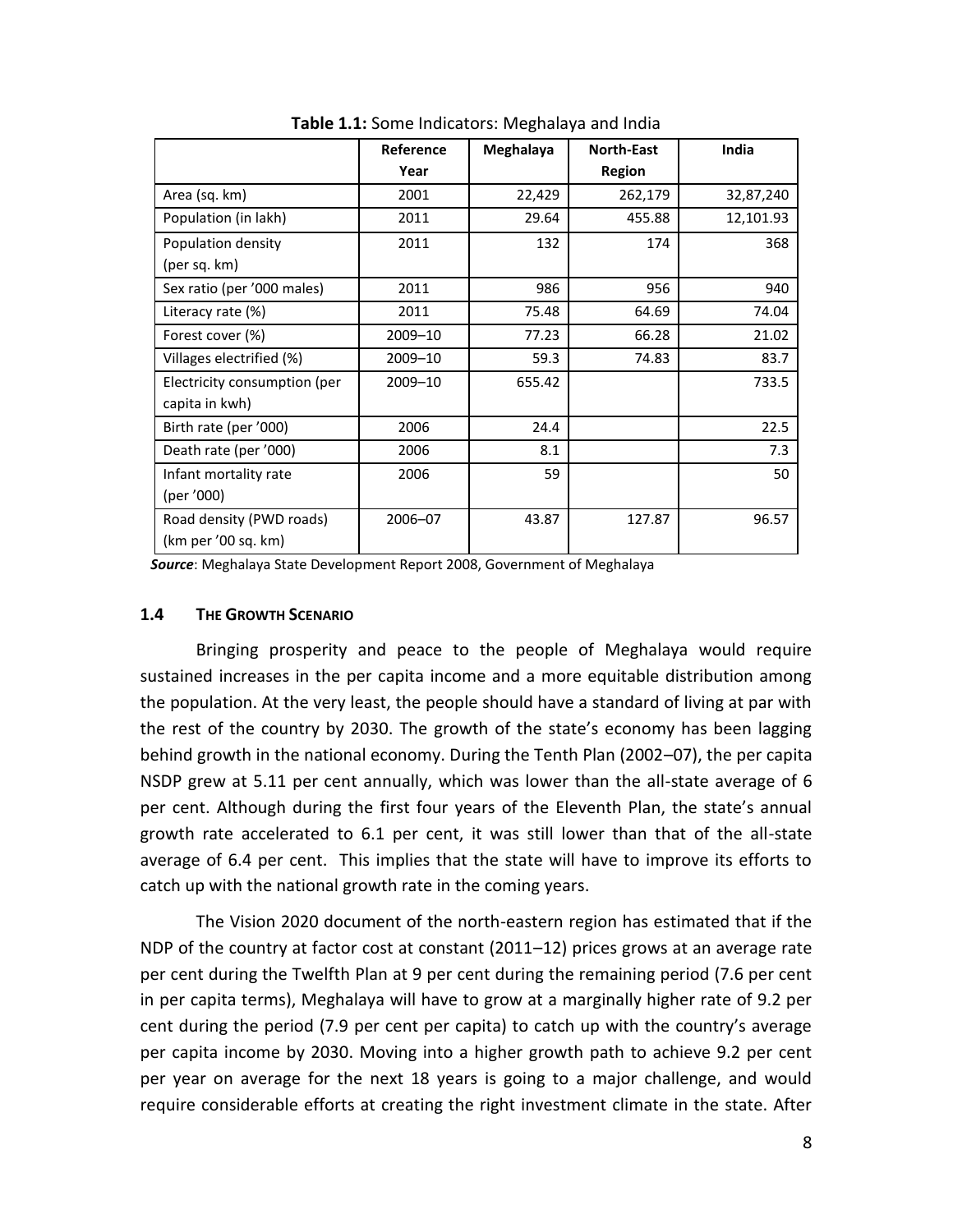**Table 1.1:** Some Indicators: Meghalaya and India

| | Reference Year | Meghalaya | North-East Region | India |
|---|---|---|---|---|
| Area (sq. km) | 2001 | 22,429 | 262,179 | 32,87,240 |
| Population (in lakh) | 2011 | 29.64 | 455.88 | 12,101.93 |
| Population density (per sq. km) | 2011 | 132 | 174 | 368 |
| Sex ratio (per ’000 males) | 2011 | 986 | 956 | 940 |
| Literacy rate (%) | 2011 | 75.48 | 64.69 | 74.04 |
| Forest cover (%) | 2009–10 | 77.23 | 66.28 | 21.02 |
| Villages electrified (%) | 2009–10 | 59.3 | 74.83 | 83.7 |
| Electricity consumption (per capita in kwh) | 2009–10 | 655.42 | | 733.5 |
| Birth rate (per ’000) | 2006 | 24.4 | | 22.5 |
| Death rate (per ’000) | 2006 | 8.1 | | 7.3 |
| Infant mortality rate (per ’000) | 2006 | 59 | | 50 |
| Road density (PWD roads) (km per ’00 sq. km) | 2006–07 | 43.87 | 127.87 | 96.57 |

***Source***: Meghalaya State Development Report 2008, Government of Meghalaya

### 1.4 THE GROWTH SCENARIO

Bringing prosperity and peace to the people of Meghalaya would require sustained increases in the per capita income and a more equitable distribution among the population. At the very least, the people should have a standard of living at par with the rest of the country by 2030. The growth of the state’s economy has been lagging behind growth in the national economy. During the Tenth Plan (2002–07), the per capita NSDP grew at 5.11 per cent annually, which was lower than the all-state average of 6 per cent. Although during the first four years of the Eleventh Plan, the state’s annual growth rate accelerated to 6.1 per cent, it was still lower than that of the all-state average of 6.4 per cent. This implies that the state will have to improve its efforts to catch up with the national growth rate in the coming years.

The Vision 2020 document of the north-eastern region has estimated that if the NDP of the country at factor cost at constant (2011–12) prices grows at an average rate per cent during the Twelfth Plan at 9 per cent during the remaining period (7.6 per cent in per capita terms), Meghalaya will have to grow at a marginally higher rate of 9.2 per cent during the period (7.9 per cent per capita) to catch up with the country’s average per capita income by 2030. Moving into a higher growth path to achieve 9.2 per cent per year on average for the next 18 years is going to a major challenge, and would require considerable efforts at creating the right investment climate in the state. After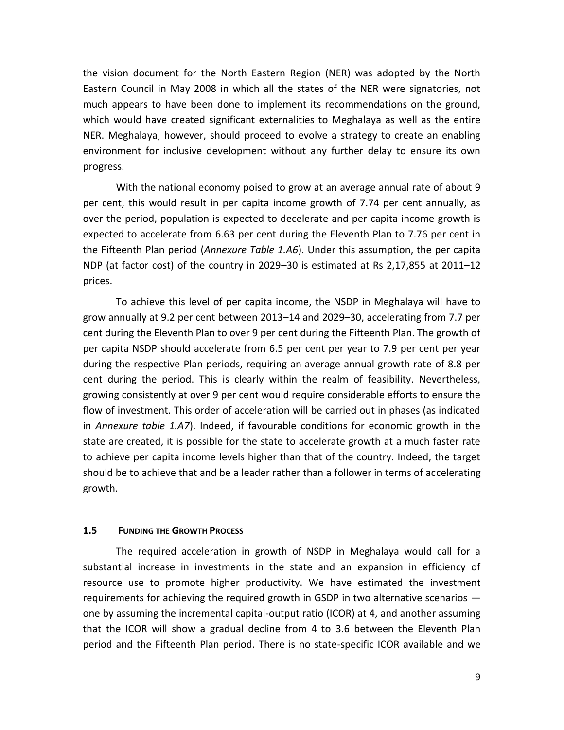the vision document for the North Eastern Region (NER) was adopted by the North Eastern Council in May 2008 in which all the states of the NER were signatories, not much appears to have been done to implement its recommendations on the ground, which would have created significant externalities to Meghalaya as well as the entire NER. Meghalaya, however, should proceed to evolve a strategy to create an enabling environment for inclusive development without any further delay to ensure its own progress.

With the national economy poised to grow at an average annual rate of about 9 per cent, this would result in per capita income growth of 7.74 per cent annually, as over the period, population is expected to decelerate and per capita income growth is expected to accelerate from 6.63 per cent during the Eleventh Plan to 7.76 per cent in the Fifteenth Plan period (*Annexure Table 1.A6*). Under this assumption, the per capita NDP (at factor cost) of the country in 2029–30 is estimated at Rs 2,17,855 at 2011–12 prices.

To achieve this level of per capita income, the NSDP in Meghalaya will have to grow annually at 9.2 per cent between 2013–14 and 2029–30, accelerating from 7.7 per cent during the Eleventh Plan to over 9 per cent during the Fifteenth Plan. The growth of per capita NSDP should accelerate from 6.5 per cent per year to 7.9 per cent per year during the respective Plan periods, requiring an average annual growth rate of 8.8 per cent during the period. This is clearly within the realm of feasibility. Nevertheless, growing consistently at over 9 per cent would require considerable efforts to ensure the flow of investment. This order of acceleration will be carried out in phases (as indicated in *Annexure table 1.A7*). Indeed, if favourable conditions for economic growth in the state are created, it is possible for the state to accelerate growth at a much faster rate to achieve per capita income levels higher than that of the country. Indeed, the target should be to achieve that and be a leader rather than a follower in terms of accelerating growth.

### 1.5 FUNDING THE GROWTH PROCESS

The required acceleration in growth of NSDP in Meghalaya would call for a substantial increase in investments in the state and an expansion in efficiency of resource use to promote higher productivity. We have estimated the investment requirements for achieving the required growth in GSDP in two alternative scenarios — one by assuming the incremental capital-output ratio (ICOR) at 4, and another assuming that the ICOR will show a gradual decline from 4 to 3.6 between the Eleventh Plan period and the Fifteenth Plan period. There is no state-specific ICOR available and we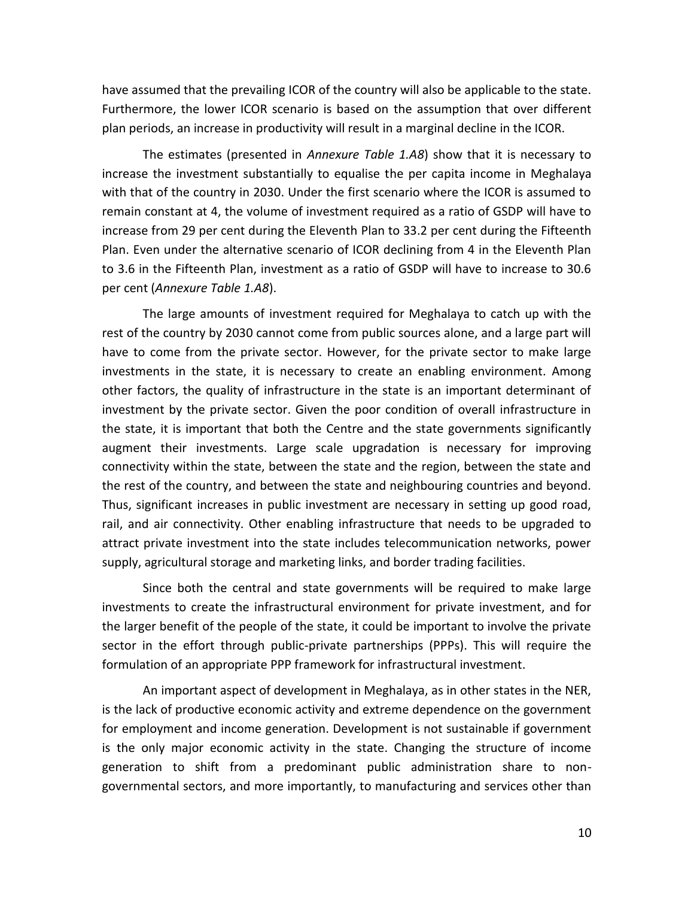have assumed that the prevailing ICOR of the country will also be applicable to the state. Furthermore, the lower ICOR scenario is based on the assumption that over different plan periods, an increase in productivity will result in a marginal decline in the ICOR.

The estimates (presented in *Annexure Table 1.A8*) show that it is necessary to increase the investment substantially to equalise the per capita income in Meghalaya with that of the country in 2030. Under the first scenario where the ICOR is assumed to remain constant at 4, the volume of investment required as a ratio of GSDP will have to increase from 29 per cent during the Eleventh Plan to 33.2 per cent during the Fifteenth Plan. Even under the alternative scenario of ICOR declining from 4 in the Eleventh Plan to 3.6 in the Fifteenth Plan, investment as a ratio of GSDP will have to increase to 30.6 per cent (*Annexure Table 1.A8*).

The large amounts of investment required for Meghalaya to catch up with the rest of the country by 2030 cannot come from public sources alone, and a large part will have to come from the private sector. However, for the private sector to make large investments in the state, it is necessary to create an enabling environment. Among other factors, the quality of infrastructure in the state is an important determinant of investment by the private sector. Given the poor condition of overall infrastructure in the state, it is important that both the Centre and the state governments significantly augment their investments. Large scale upgradation is necessary for improving connectivity within the state, between the state and the region, between the state and the rest of the country, and between the state and neighbouring countries and beyond. Thus, significant increases in public investment are necessary in setting up good road, rail, and air connectivity. Other enabling infrastructure that needs to be upgraded to attract private investment into the state includes telecommunication networks, power supply, agricultural storage and marketing links, and border trading facilities.

Since both the central and state governments will be required to make large investments to create the infrastructural environment for private investment, and for the larger benefit of the people of the state, it could be important to involve the private sector in the effort through public-private partnerships (PPPs). This will require the formulation of an appropriate PPP framework for infrastructural investment.

An important aspect of development in Meghalaya, as in other states in the NER, is the lack of productive economic activity and extreme dependence on the government for employment and income generation. Development is not sustainable if government is the only major economic activity in the state. Changing the structure of income generation to shift from a predominant public administration share to non-governmental sectors, and more importantly, to manufacturing and services other than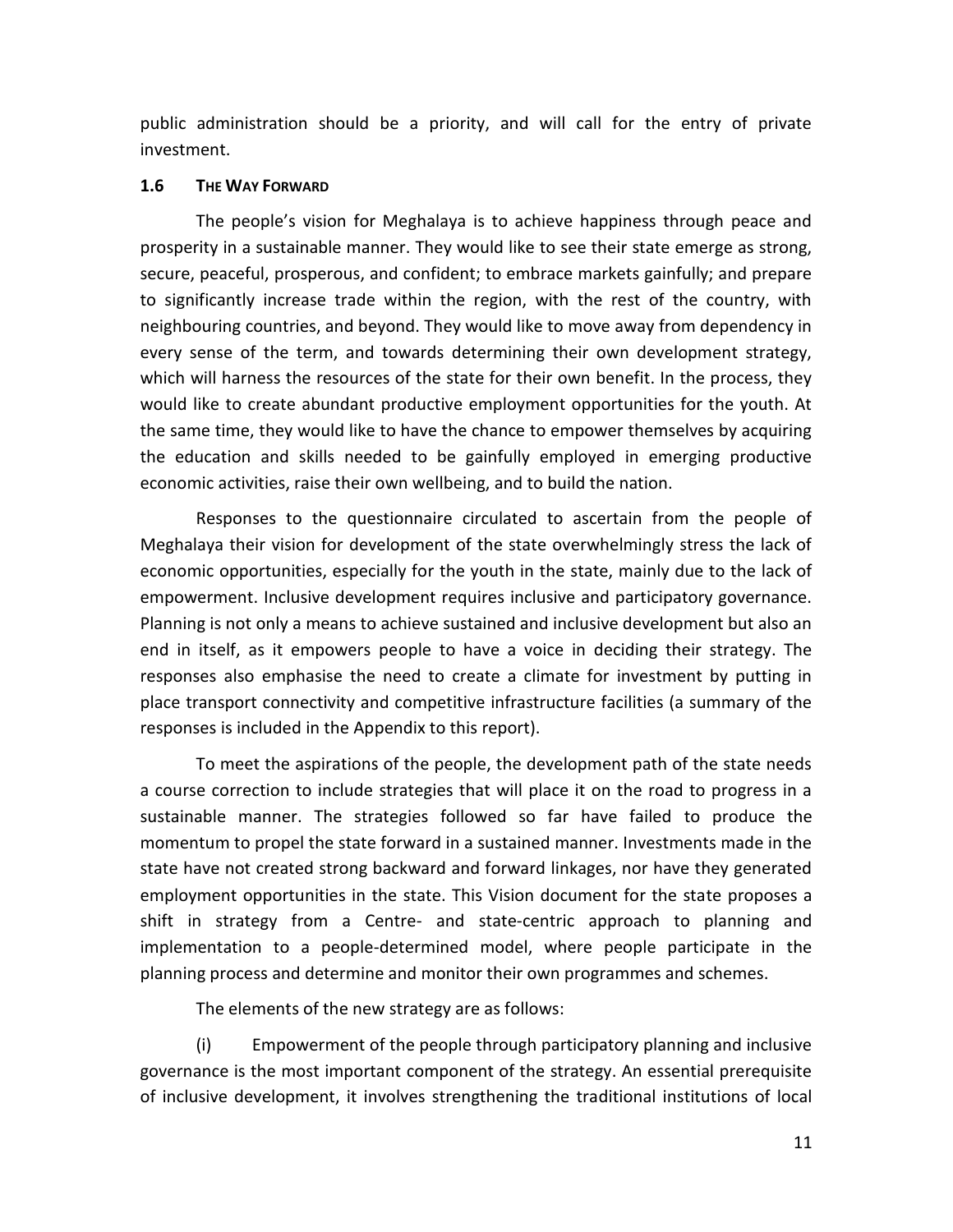public administration should be a priority, and will call for the entry of private investment.

### 1.6 THE WAY FORWARD

The people's vision for Meghalaya is to achieve happiness through peace and prosperity in a sustainable manner. They would like to see their state emerge as strong, secure, peaceful, prosperous, and confident; to embrace markets gainfully; and prepare to significantly increase trade within the region, with the rest of the country, with neighbouring countries, and beyond. They would like to move away from dependency in every sense of the term, and towards determining their own development strategy, which will harness the resources of the state for their own benefit. In the process, they would like to create abundant productive employment opportunities for the youth. At the same time, they would like to have the chance to empower themselves by acquiring the education and skills needed to be gainfully employed in emerging productive economic activities, raise their own wellbeing, and to build the nation.

Responses to the questionnaire circulated to ascertain from the people of Meghalaya their vision for development of the state overwhelmingly stress the lack of economic opportunities, especially for the youth in the state, mainly due to the lack of empowerment. Inclusive development requires inclusive and participatory governance. Planning is not only a means to achieve sustained and inclusive development but also an end in itself, as it empowers people to have a voice in deciding their strategy. The responses also emphasise the need to create a climate for investment by putting in place transport connectivity and competitive infrastructure facilities (a summary of the responses is included in the Appendix to this report).

To meet the aspirations of the people, the development path of the state needs a course correction to include strategies that will place it on the road to progress in a sustainable manner. The strategies followed so far have failed to produce the momentum to propel the state forward in a sustained manner. Investments made in the state have not created strong backward and forward linkages, nor have they generated employment opportunities in the state. This Vision document for the state proposes a shift in strategy from a Centre- and state-centric approach to planning and implementation to a people-determined model, where people participate in the planning process and determine and monitor their own programmes and schemes.

The elements of the new strategy are as follows:

(i) Empowerment of the people through participatory planning and inclusive governance is the most important component of the strategy. An essential prerequisite of inclusive development, it involves strengthening the traditional institutions of local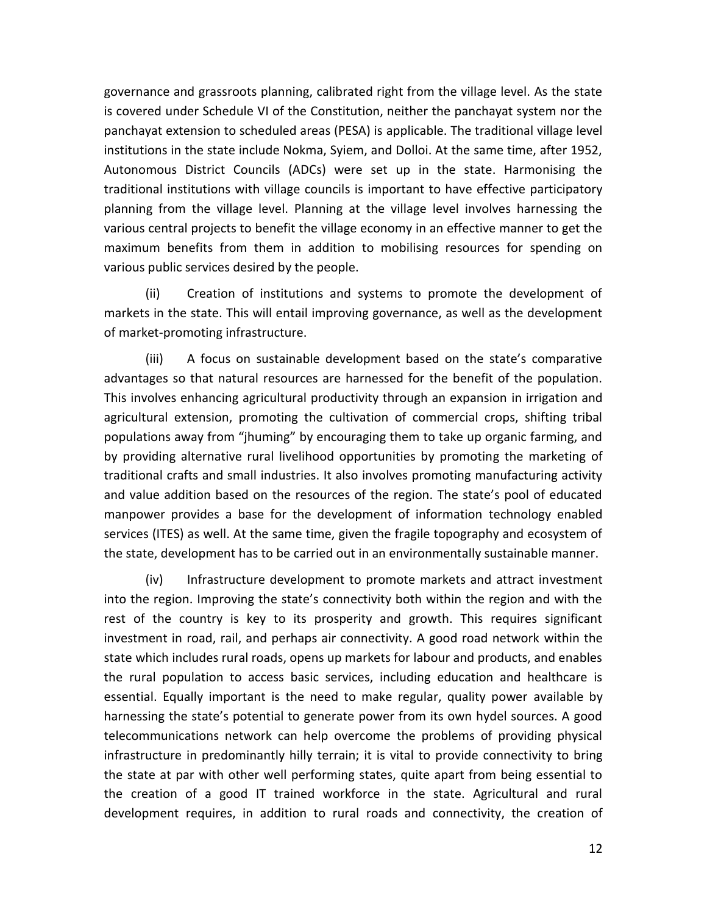governance and grassroots planning, calibrated right from the village level. As the state is covered under Schedule VI of the Constitution, neither the panchayat system nor the panchayat extension to scheduled areas (PESA) is applicable. The traditional village level institutions in the state include Nokma, Syiem, and Dolloi. At the same time, after 1952, Autonomous District Councils (ADCs) were set up in the state. Harmonising the traditional institutions with village councils is important to have effective participatory planning from the village level. Planning at the village level involves harnessing the various central projects to benefit the village economy in an effective manner to get the maximum benefits from them in addition to mobilising resources for spending on various public services desired by the people.

(ii) Creation of institutions and systems to promote the development of markets in the state. This will entail improving governance, as well as the development of market-promoting infrastructure.

(iii) A focus on sustainable development based on the state's comparative advantages so that natural resources are harnessed for the benefit of the population. This involves enhancing agricultural productivity through an expansion in irrigation and agricultural extension, promoting the cultivation of commercial crops, shifting tribal populations away from "jhuming" by encouraging them to take up organic farming, and by providing alternative rural livelihood opportunities by promoting the marketing of traditional crafts and small industries. It also involves promoting manufacturing activity and value addition based on the resources of the region. The state's pool of educated manpower provides a base for the development of information technology enabled services (ITES) as well. At the same time, given the fragile topography and ecosystem of the state, development has to be carried out in an environmentally sustainable manner.

(iv) Infrastructure development to promote markets and attract investment into the region. Improving the state's connectivity both within the region and with the rest of the country is key to its prosperity and growth. This requires significant investment in road, rail, and perhaps air connectivity. A good road network within the state which includes rural roads, opens up markets for labour and products, and enables the rural population to access basic services, including education and healthcare is essential. Equally important is the need to make regular, quality power available by harnessing the state's potential to generate power from its own hydel sources. A good telecommunications network can help overcome the problems of providing physical infrastructure in predominantly hilly terrain; it is vital to provide connectivity to bring the state at par with other well performing states, quite apart from being essential to the creation of a good IT trained workforce in the state. Agricultural and rural development requires, in addition to rural roads and connectivity, the creation of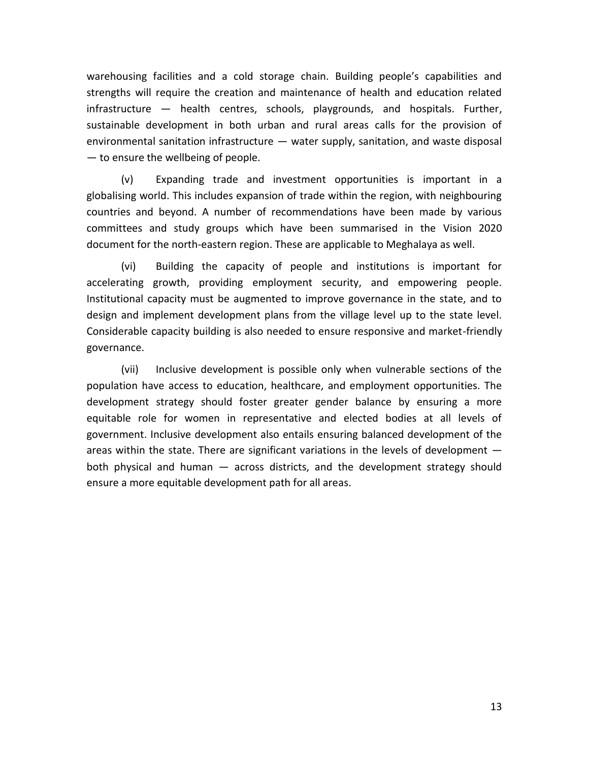warehousing facilities and a cold storage chain. Building people's capabilities and strengths will require the creation and maintenance of health and education related infrastructure — health centres, schools, playgrounds, and hospitals. Further, sustainable development in both urban and rural areas calls for the provision of environmental sanitation infrastructure — water supply, sanitation, and waste disposal — to ensure the wellbeing of people.

(v) Expanding trade and investment opportunities is important in a globalising world. This includes expansion of trade within the region, with neighbouring countries and beyond. A number of recommendations have been made by various committees and study groups which have been summarised in the Vision 2020 document for the north-eastern region. These are applicable to Meghalaya as well.

(vi) Building the capacity of people and institutions is important for accelerating growth, providing employment security, and empowering people. Institutional capacity must be augmented to improve governance in the state, and to design and implement development plans from the village level up to the state level. Considerable capacity building is also needed to ensure responsive and market-friendly governance.

(vii) Inclusive development is possible only when vulnerable sections of the population have access to education, healthcare, and employment opportunities. The development strategy should foster greater gender balance by ensuring a more equitable role for women in representative and elected bodies at all levels of government. Inclusive development also entails ensuring balanced development of the areas within the state. There are significant variations in the levels of development — both physical and human — across districts, and the development strategy should ensure a more equitable development path for all areas.